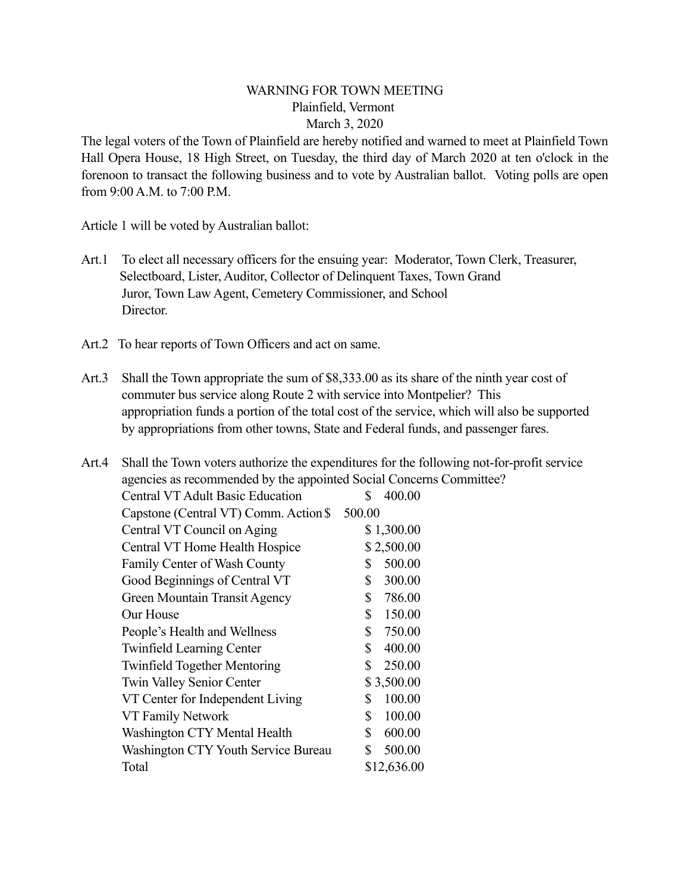# WARNING FOR TOWN MEETING

## Plainfield, Vermont

## March 3, 2020

The legal voters of the Town of Plainfield are hereby notified and warned to meet at Plainfield Town Hall Opera House, 18 High Street, on Tuesday, the third day of March 2020 at ten o'clock in the forenoon to transact the following business and to vote by Australian ballot. Voting polls are open from 9:00 A.M. to 7:00 P.M.

Article 1 will be voted by Australian ballot:

Art.1 To elect all necessary officers for the ensuing year: Moderator, Town Clerk, Treasurer, Selectboard, Lister, Auditor, Collector of Delinquent Taxes, Town Grand Juror, Town Law Agent, Cemetery Commissioner, and School Director.

Art.2 To hear reports of Town Officers and act on same.

Art.3 Shall the Town appropriate the sum of $8,333.00 as its share of the ninth year cost of commuter bus service along Route 2 with service into Montpelier? This appropriation funds a portion of the total cost of the service, which will also be supported by appropriations from other towns, State and Federal funds, and passenger fares.

Art.4 Shall the Town voters authorize the expenditures for the following not-for-profit service agencies as recommended by the appointed Social Concerns Committee?

| Agency | Amount |
|---|---|
| Central VT Adult Basic Education | $ 400.00 |
| Capstone (Central VT) Comm. Action | $ 500.00 |
| Central VT Council on Aging | $ 1,300.00 |
| Central VT Home Health Hospice | $ 2,500.00 |
| Family Center of Wash County | $ 500.00 |
| Good Beginnings of Central VT | $ 300.00 |
| Green Mountain Transit Agency | $ 786.00 |
| Our House | $ 150.00 |
| People's Health and Wellness | $ 750.00 |
| Twinfield Learning Center | $ 400.00 |
| Twinfield Together Mentoring | $ 250.00 |
| Twin Valley Senior Center | $ 3,500.00 |
| VT Center for Independent Living | $ 100.00 |
| VT Family Network | $ 100.00 |
| Washington CTY Mental Health | $ 600.00 |
| Washington CTY Youth Service Bureau | $ 500.00 |
| Total | $12,636.00 |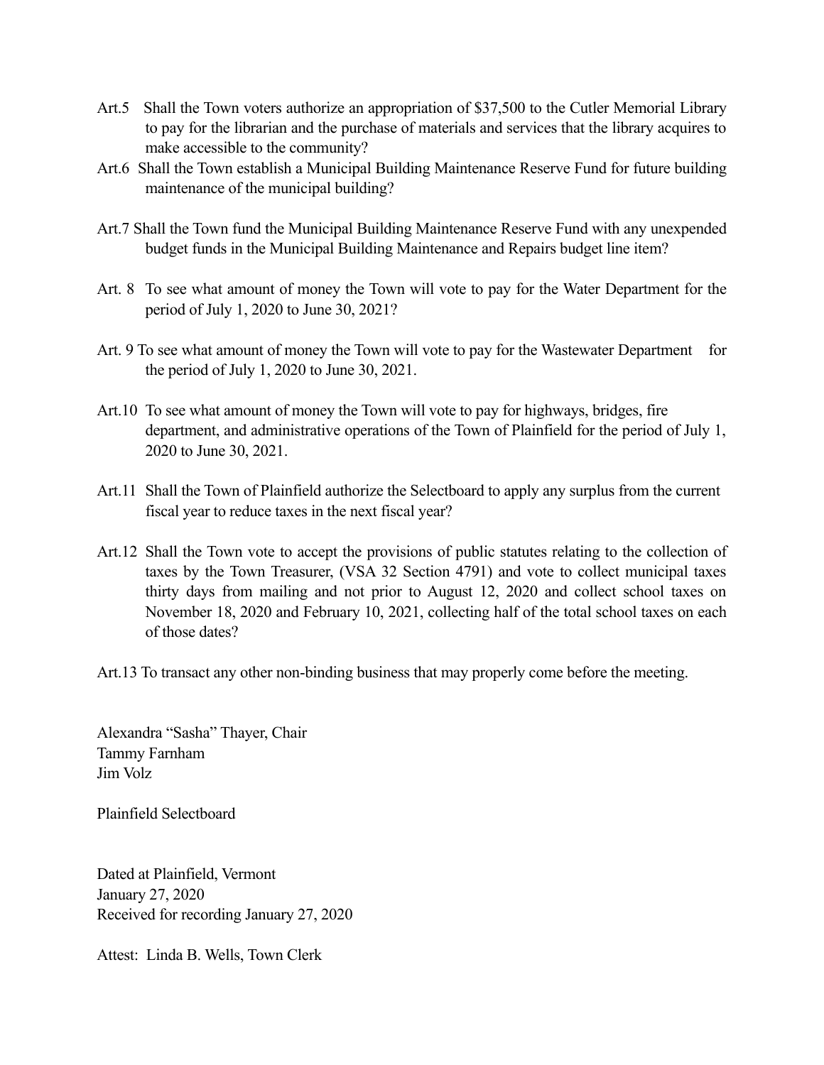Art.5 Shall the Town voters authorize an appropriation of $37,500 to the Cutler Memorial Library to pay for the librarian and the purchase of materials and services that the library acquires to make accessible to the community?

Art.6 Shall the Town establish a Municipal Building Maintenance Reserve Fund for future building maintenance of the municipal building?

Art.7 Shall the Town fund the Municipal Building Maintenance Reserve Fund with any unexpended budget funds in the Municipal Building Maintenance and Repairs budget line item?

Art. 8 To see what amount of money the Town will vote to pay for the Water Department for the period of July 1, 2020 to June 30, 2021?

Art. 9 To see what amount of money the Town will vote to pay for the Wastewater Department for the period of July 1, 2020 to June 30, 2021.

Art.10 To see what amount of money the Town will vote to pay for highways, bridges, fire department, and administrative operations of the Town of Plainfield for the period of July 1, 2020 to June 30, 2021.

Art.11 Shall the Town of Plainfield authorize the Selectboard to apply any surplus from the current fiscal year to reduce taxes in the next fiscal year?

Art.12 Shall the Town vote to accept the provisions of public statutes relating to the collection of taxes by the Town Treasurer, (VSA 32 Section 4791) and vote to collect municipal taxes thirty days from mailing and not prior to August 12, 2020 and collect school taxes on November 18, 2020 and February 10, 2021, collecting half of the total school taxes on each of those dates?

Art.13 To transact any other non-binding business that may properly come before the meeting.

Alexandra "Sasha" Thayer, Chair
Tammy Farnham
Jim Volz

Plainfield Selectboard

Dated at Plainfield, Vermont
January 27, 2020
Received for recording January 27, 2020

Attest: Linda B. Wells, Town Clerk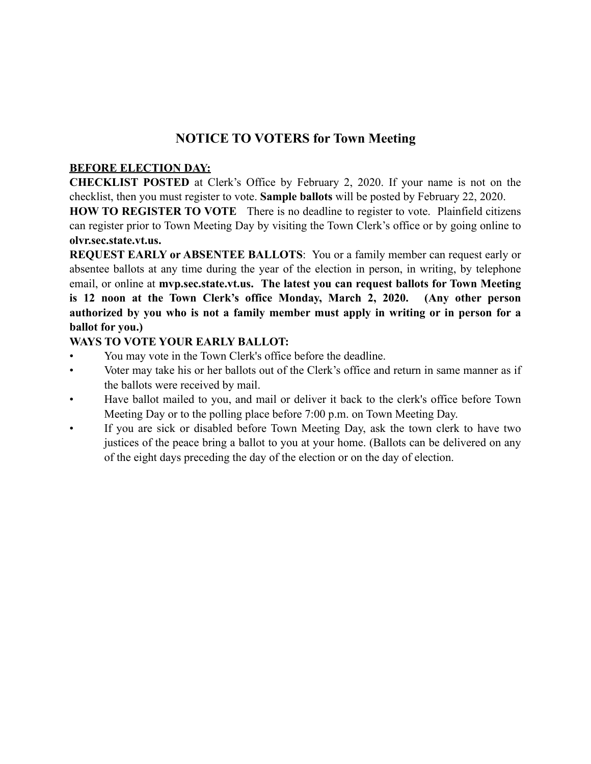## NOTICE TO VOTERS for Town Meeting

**BEFORE ELECTION DAY:**

**CHECKLIST POSTED** at Clerk's Office by February 2, 2020. If your name is not on the checklist, then you must register to vote. **Sample ballots** will be posted by February 22, 2020.

**HOW TO REGISTER TO VOTE** There is no deadline to register to vote. Plainfield citizens can register prior to Town Meeting Day by visiting the Town Clerk's office or by going online to **olvr.sec.state.vt.us.**

**REQUEST EARLY or ABSENTEE BALLOTS**: You or a family member can request early or absentee ballots at any time during the year of the election in person, in writing, by telephone email, or online at **mvp.sec.state.vt.us. The latest you can request ballots for Town Meeting is 12 noon at the Town Clerk's office Monday, March 2, 2020. (Any other person authorized by you who is not a family member must apply in writing or in person for a ballot for you.)**

**WAYS TO VOTE YOUR EARLY BALLOT:**

- You may vote in the Town Clerk's office before the deadline.
- Voter may take his or her ballots out of the Clerk's office and return in same manner as if the ballots were received by mail.
- Have ballot mailed to you, and mail or deliver it back to the clerk's office before Town Meeting Day or to the polling place before 7:00 p.m. on Town Meeting Day.
- If you are sick or disabled before Town Meeting Day, ask the town clerk to have two justices of the peace bring a ballot to you at your home. (Ballots can be delivered on any of the eight days preceding the day of the election or on the day of election.